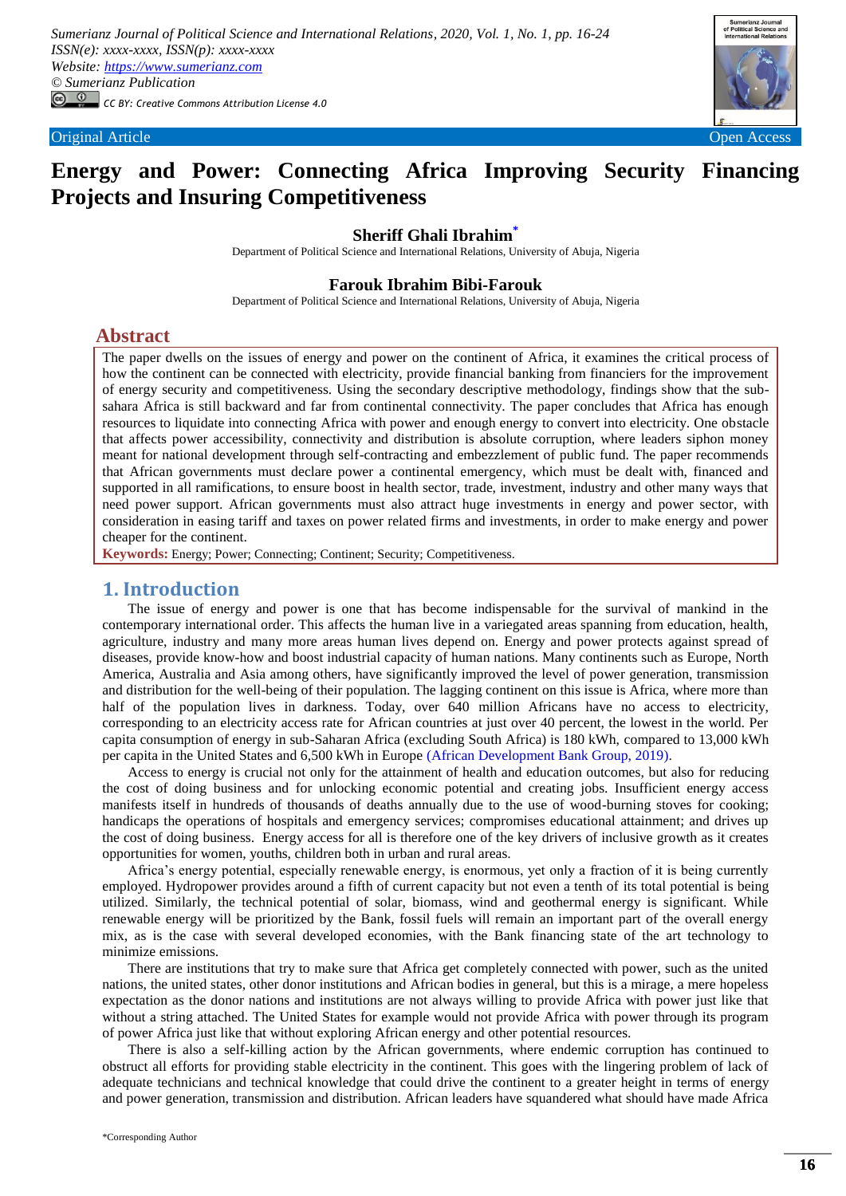Sumerianz Journal of Political Science and International Relations, 2020, Vol. 1, No. 1, pp. 16-24
ISSN(e): xxxx-xxxx, ISSN(p): xxxx-xxxx
Website: https://www.sumerianz.com
© Sumerianz Publication
CC BY: Creative Commons Attribution License 4.0

Original Article | Open Access

# Energy and Power: Connecting Africa Improving Security Financing Projects and Insuring Competitiveness

**Sheriff Ghali Ibrahim***
Department of Political Science and International Relations, University of Abuja, Nigeria

**Farouk Ibrahim Bibi-Farouk**
Department of Political Science and International Relations, University of Abuja, Nigeria

## Abstract

The paper dwells on the issues of energy and power on the continent of Africa, it examines the critical process of how the continent can be connected with electricity, provide financial banking from financiers for the improvement of energy security and competitiveness. Using the secondary descriptive methodology, findings show that the sub-sahara Africa is still backward and far from continental connectivity. The paper concludes that Africa has enough resources to liquidate into connecting Africa with power and enough energy to convert into electricity. One obstacle that affects power accessibility, connectivity and distribution is absolute corruption, where leaders siphon money meant for national development through self-contracting and embezzlement of public fund. The paper recommends that African governments must declare power a continental emergency, which must be dealt with, financed and supported in all ramifications, to ensure boost in health sector, trade, investment, industry and other many ways that need power support. African governments must also attract huge investments in energy and power sector, with consideration in easing tariff and taxes on power related firms and investments, in order to make energy and power cheaper for the continent.

**Keywords:** Energy; Power; Connecting; Continent; Security; Competitiveness.

## 1. Introduction

The issue of energy and power is one that has become indispensable for the survival of mankind in the contemporary international order. This affects the human live in a variegated areas spanning from education, health, agriculture, industry and many more areas human lives depend on. Energy and power protects against spread of diseases, provide know-how and boost industrial capacity of human nations. Many continents such as Europe, North America, Australia and Asia among others, have significantly improved the level of power generation, transmission and distribution for the well-being of their population. The lagging continent on this issue is Africa, where more than half of the population lives in darkness. Today, over 640 million Africans have no access to electricity, corresponding to an electricity access rate for African countries at just over 40 percent, the lowest in the world. Per capita consumption of energy in sub-Saharan Africa (excluding South Africa) is 180 kWh, compared to 13,000 kWh per capita in the United States and 6,500 kWh in Europe (African Development Bank Group, 2019).

Access to energy is crucial not only for the attainment of health and education outcomes, but also for reducing the cost of doing business and for unlocking economic potential and creating jobs. Insufficient energy access manifests itself in hundreds of thousands of deaths annually due to the use of wood-burning stoves for cooking; handicaps the operations of hospitals and emergency services; compromises educational attainment; and drives up the cost of doing business. Energy access for all is therefore one of the key drivers of inclusive growth as it creates opportunities for women, youths, children both in urban and rural areas.

Africa's energy potential, especially renewable energy, is enormous, yet only a fraction of it is being currently employed. Hydropower provides around a fifth of current capacity but not even a tenth of its total potential is being utilized. Similarly, the technical potential of solar, biomass, wind and geothermal energy is significant. While renewable energy will be prioritized by the Bank, fossil fuels will remain an important part of the overall energy mix, as is the case with several developed economies, with the Bank financing state of the art technology to minimize emissions.

There are institutions that try to make sure that Africa get completely connected with power, such as the united nations, the united states, other donor institutions and African bodies in general, but this is a mirage, a mere hopeless expectation as the donor nations and institutions are not always willing to provide Africa with power just like that without a string attached. The United States for example would not provide Africa with power through its program of power Africa just like that without exploring African energy and other potential resources.

There is also a self-killing action by the African governments, where endemic corruption has continued to obstruct all efforts for providing stable electricity in the continent. This goes with the lingering problem of lack of adequate technicians and technical knowledge that could drive the continent to a greater height in terms of energy and power generation, transmission and distribution. African leaders have squandered what should have made Africa

*Corresponding Author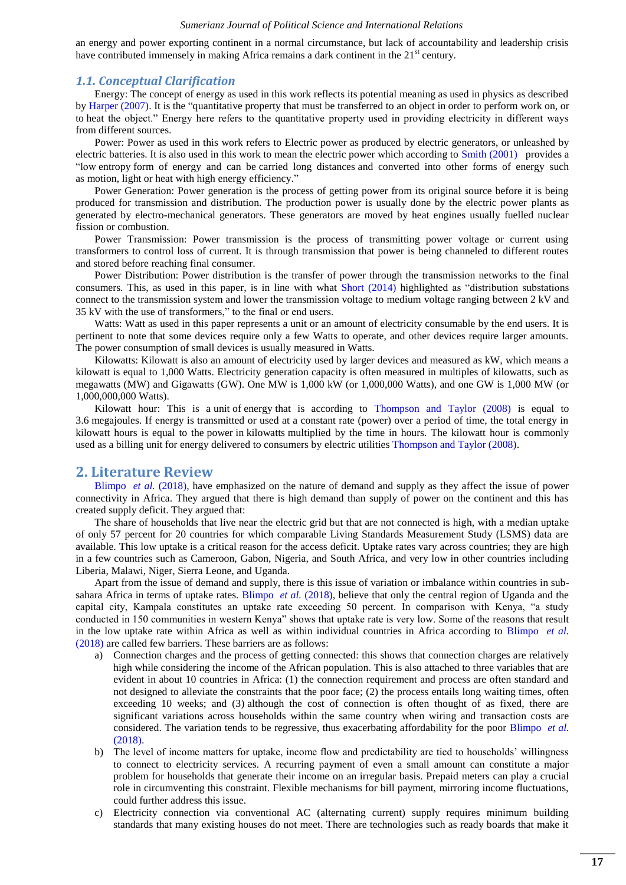an energy and power exporting continent in a normal circumstance, but lack of accountability and leadership crisis have contributed immensely in making Africa remains a dark continent in the 21st century.

### *1.1. Conceptual Clarification*

Energy: The concept of energy as used in this work reflects its potential meaning as used in physics as described by Harper (2007). It is the "quantitative property that must be transferred to an object in order to perform work on, or to heat the object." Energy here refers to the quantitative property used in providing electricity in different ways from different sources.

Power: Power as used in this work refers to Electric power as produced by electric generators, or unleashed by electric batteries. It is also used in this work to mean the electric power which according to Smith (2001) provides a "low entropy form of energy and can be carried long distances and converted into other forms of energy such as motion, light or heat with high energy efficiency."

Power Generation: Power generation is the process of getting power from its original source before it is being produced for transmission and distribution. The production power is usually done by the electric power plants as generated by electro-mechanical generators. These generators are moved by heat engines usually fuelled nuclear fission or combustion.

Power Transmission: Power transmission is the process of transmitting power voltage or current using transformers to control loss of current. It is through transmission that power is being channeled to different routes and stored before reaching final consumer.

Power Distribution: Power distribution is the transfer of power through the transmission networks to the final consumers. This, as used in this paper, is in line with what Short (2014) highlighted as "distribution substations connect to the transmission system and lower the transmission voltage to medium voltage ranging between 2 kV and 35 kV with the use of transformers," to the final or end users.

Watts: Watt as used in this paper represents a unit or an amount of electricity consumable by the end users. It is pertinent to note that some devices require only a few Watts to operate, and other devices require larger amounts. The power consumption of small devices is usually measured in Watts.

Kilowatts: Kilowatt is also an amount of electricity used by larger devices and measured as kW, which means a kilowatt is equal to 1,000 Watts. Electricity generation capacity is often measured in multiples of kilowatts, such as megawatts (MW) and Gigawatts (GW). One MW is 1,000 kW (or 1,000,000 Watts), and one GW is 1,000 MW (or 1,000,000,000 Watts).

Kilowatt hour: This is a unit of energy that is according to Thompson and Taylor (2008) is equal to 3.6 megajoules. If energy is transmitted or used at a constant rate (power) over a period of time, the total energy in kilowatt hours is equal to the power in kilowatts multiplied by the time in hours. The kilowatt hour is commonly used as a billing unit for energy delivered to consumers by electric utilities Thompson and Taylor (2008).

## 2. Literature Review

Blimpo *et al.* (2018), have emphasized on the nature of demand and supply as they affect the issue of power connectivity in Africa. They argued that there is high demand than supply of power on the continent and this has created supply deficit. They argued that:

The share of households that live near the electric grid but that are not connected is high, with a median uptake of only 57 percent for 20 countries for which comparable Living Standards Measurement Study (LSMS) data are available. This low uptake is a critical reason for the access deficit. Uptake rates vary across countries; they are high in a few countries such as Cameroon, Gabon, Nigeria, and South Africa, and very low in other countries including Liberia, Malawi, Niger, Sierra Leone, and Uganda.

Apart from the issue of demand and supply, there is this issue of variation or imbalance within countries in sub-sahara Africa in terms of uptake rates. Blimpo *et al.* (2018), believe that only the central region of Uganda and the capital city, Kampala constitutes an uptake rate exceeding 50 percent. In comparison with Kenya, "a study conducted in 150 communities in western Kenya" shows that uptake rate is very low. Some of the reasons that result in the low uptake rate within Africa as well as within individual countries in Africa according to Blimpo *et al.* (2018) are called few barriers. These barriers are as follows:

a) Connection charges and the process of getting connected: this shows that connection charges are relatively high while considering the income of the African population. This is also attached to three variables that are evident in about 10 countries in Africa: (1) the connection requirement and process are often standard and not designed to alleviate the constraints that the poor face; (2) the process entails long waiting times, often exceeding 10 weeks; and (3) although the cost of connection is often thought of as fixed, there are significant variations across households within the same country when wiring and transaction costs are considered. The variation tends to be regressive, thus exacerbating affordability for the poor Blimpo *et al.* (2018).
b) The level of income matters for uptake, income flow and predictability are tied to households' willingness to connect to electricity services. A recurring payment of even a small amount can constitute a major problem for households that generate their income on an irregular basis. Prepaid meters can play a crucial role in circumventing this constraint. Flexible mechanisms for bill payment, mirroring income fluctuations, could further address this issue.
c) Electricity connection via conventional AC (alternating current) supply requires minimum building standards that many existing houses do not meet. There are technologies such as ready boards that make it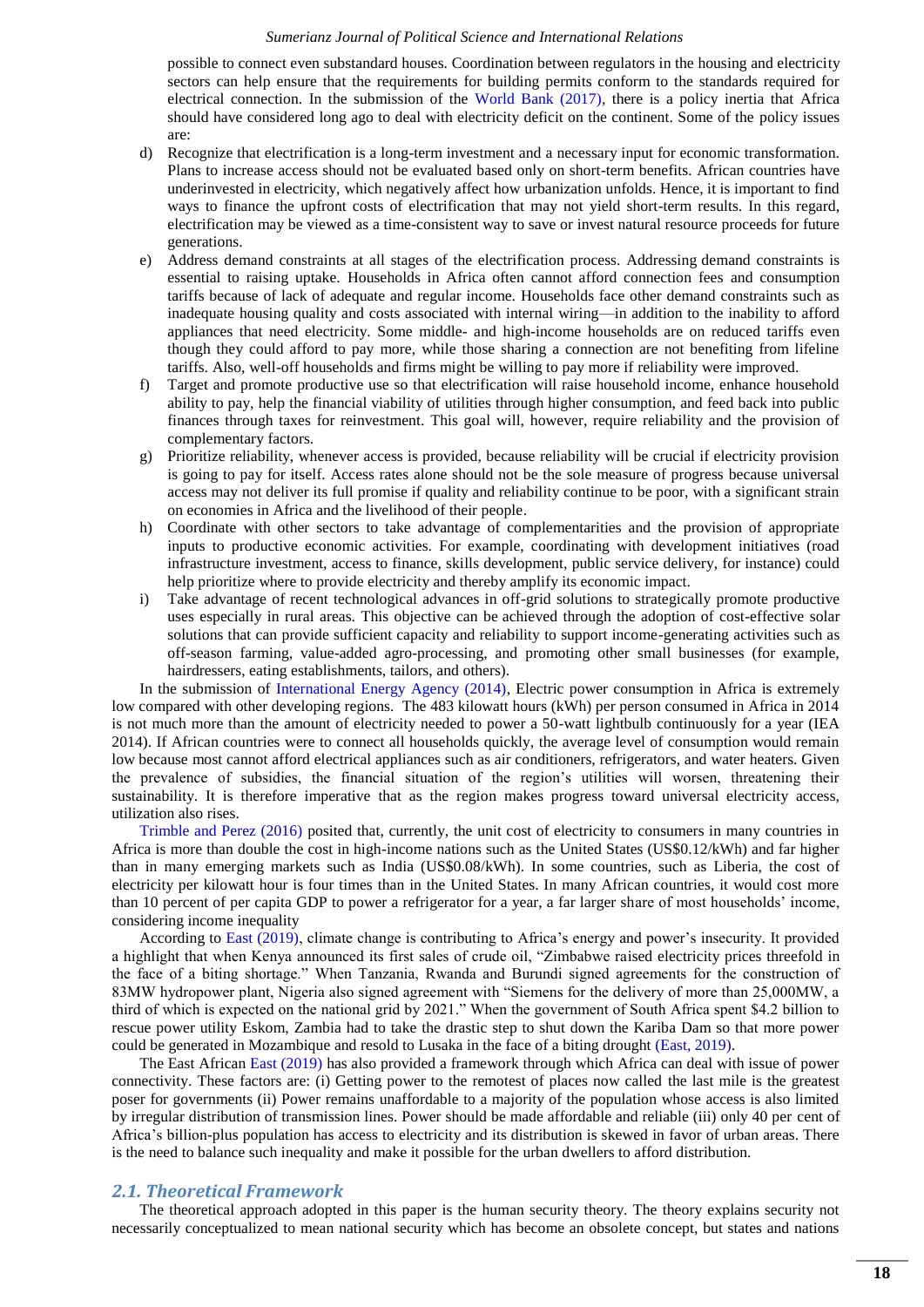possible to connect even substandard houses. Coordination between regulators in the housing and electricity sectors can help ensure that the requirements for building permits conform to the standards required for electrical connection. In the submission of the World Bank (2017), there is a policy inertia that Africa should have considered long ago to deal with electricity deficit on the continent. Some of the policy issues are:

d) Recognize that electrification is a long-term investment and a necessary input for economic transformation. Plans to increase access should not be evaluated based only on short-term benefits. African countries have underinvested in electricity, which negatively affect how urbanization unfolds. Hence, it is important to find ways to finance the upfront costs of electrification that may not yield short-term results. In this regard, electrification may be viewed as a time-consistent way to save or invest natural resource proceeds for future generations.

e) Address demand constraints at all stages of the electrification process. Addressing demand constraints is essential to raising uptake. Households in Africa often cannot afford connection fees and consumption tariffs because of lack of adequate and regular income. Households face other demand constraints such as inadequate housing quality and costs associated with internal wiring—in addition to the inability to afford appliances that need electricity. Some middle- and high-income households are on reduced tariffs even though they could afford to pay more, while those sharing a connection are not benefiting from lifeline tariffs. Also, well-off households and firms might be willing to pay more if reliability were improved.

f) Target and promote productive use so that electrification will raise household income, enhance household ability to pay, help the financial viability of utilities through higher consumption, and feed back into public finances through taxes for reinvestment. This goal will, however, require reliability and the provision of complementary factors.

g) Prioritize reliability, whenever access is provided, because reliability will be crucial if electricity provision is going to pay for itself. Access rates alone should not be the sole measure of progress because universal access may not deliver its full promise if quality and reliability continue to be poor, with a significant strain on economies in Africa and the livelihood of their people.

h) Coordinate with other sectors to take advantage of complementarities and the provision of appropriate inputs to productive economic activities. For example, coordinating with development initiatives (road infrastructure investment, access to finance, skills development, public service delivery, for instance) could help prioritize where to provide electricity and thereby amplify its economic impact.

i) Take advantage of recent technological advances in off-grid solutions to strategically promote productive uses especially in rural areas. This objective can be achieved through the adoption of cost-effective solar solutions that can provide sufficient capacity and reliability to support income-generating activities such as off-season farming, value-added agro-processing, and promoting other small businesses (for example, hairdressers, eating establishments, tailors, and others).

In the submission of International Energy Agency (2014), Electric power consumption in Africa is extremely low compared with other developing regions. The 483 kilowatt hours (kWh) per person consumed in Africa in 2014 is not much more than the amount of electricity needed to power a 50-watt lightbulb continuously for a year (IEA 2014). If African countries were to connect all households quickly, the average level of consumption would remain low because most cannot afford electrical appliances such as air conditioners, refrigerators, and water heaters. Given the prevalence of subsidies, the financial situation of the region's utilities will worsen, threatening their sustainability. It is therefore imperative that as the region makes progress toward universal electricity access, utilization also rises.

Trimble and Perez (2016) posited that, currently, the unit cost of electricity to consumers in many countries in Africa is more than double the cost in high-income nations such as the United States (US$0.12/kWh) and far higher than in many emerging markets such as India (US$0.08/kWh). In some countries, such as Liberia, the cost of electricity per kilowatt hour is four times than in the United States. In many African countries, it would cost more than 10 percent of per capita GDP to power a refrigerator for a year, a far larger share of most households' income, considering income inequality

According to East (2019), climate change is contributing to Africa's energy and power's insecurity. It provided a highlight that when Kenya announced its first sales of crude oil, "Zimbabwe raised electricity prices threefold in the face of a biting shortage." When Tanzania, Rwanda and Burundi signed agreements for the construction of 83MW hydropower plant, Nigeria also signed agreement with "Siemens for the delivery of more than 25,000MW, a third of which is expected on the national grid by 2021." When the government of South Africa spent $4.2 billion to rescue power utility Eskom, Zambia had to take the drastic step to shut down the Kariba Dam so that more power could be generated in Mozambique and resold to Lusaka in the face of a biting drought (East, 2019).

The East African East (2019) has also provided a framework through which Africa can deal with issue of power connectivity. These factors are: (i) Getting power to the remotest of places now called the last mile is the greatest poser for governments (ii) Power remains unaffordable to a majority of the population whose access is also limited by irregular distribution of transmission lines. Power should be made affordable and reliable (iii) only 40 per cent of Africa's billion-plus population has access to electricity and its distribution is skewed in favor of urban areas. There is the need to balance such inequality and make it possible for the urban dwellers to afford distribution.

## *2.1. Theoretical Framework*

The theoretical approach adopted in this paper is the human security theory. The theory explains security not necessarily conceptualized to mean national security which has become an obsolete concept, but states and nations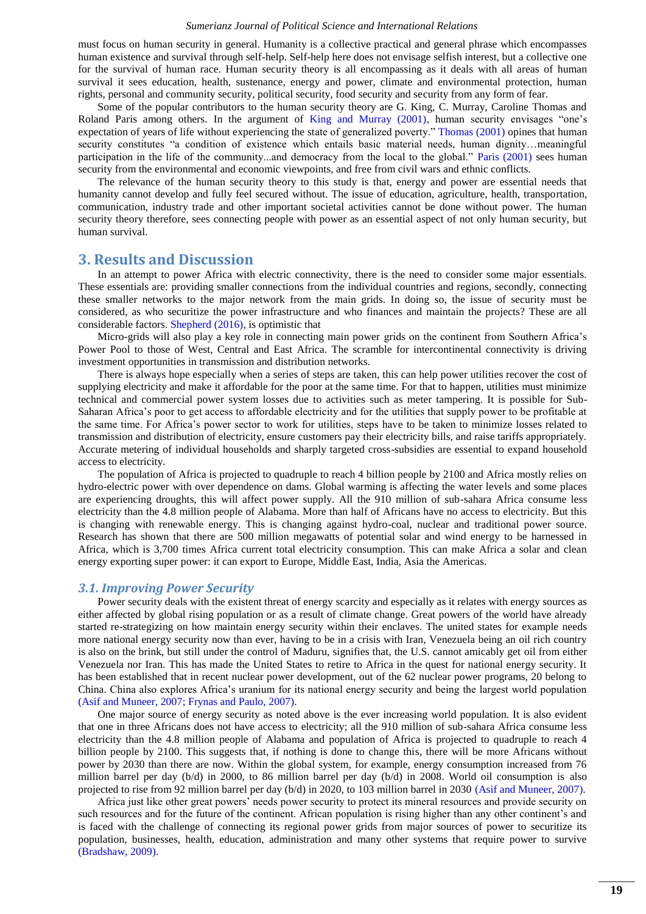must focus on human security in general. Humanity is a collective practical and general phrase which encompasses human existence and survival through self-help. Self-help here does not envisage selfish interest, but a collective one for the survival of human race. Human security theory is all encompassing as it deals with all areas of human survival it sees education, health, sustenance, energy and power, climate and environmental protection, human rights, personal and community security, political security, food security and security from any form of fear.

Some of the popular contributors to the human security theory are G. King, C. Murray, Caroline Thomas and Roland Paris among others. In the argument of King and Murray (2001), human security envisages "one's expectation of years of life without experiencing the state of generalized poverty." Thomas (2001) opines that human security constitutes "a condition of existence which entails basic material needs, human dignity…meaningful participation in the life of the community...and democracy from the local to the global." Paris (2001) sees human security from the environmental and economic viewpoints, and free from civil wars and ethnic conflicts.

The relevance of the human security theory to this study is that, energy and power are essential needs that humanity cannot develop and fully feel secured without. The issue of education, agriculture, health, transportation, communication, industry trade and other important societal activities cannot be done without power. The human security theory therefore, sees connecting people with power as an essential aspect of not only human security, but human survival.

## 3. Results and Discussion

In an attempt to power Africa with electric connectivity, there is the need to consider some major essentials. These essentials are: providing smaller connections from the individual countries and regions, secondly, connecting these smaller networks to the major network from the main grids. In doing so, the issue of security must be considered, as who securitize the power infrastructure and who finances and maintain the projects? These are all considerable factors. Shepherd (2016), is optimistic that

Micro-grids will also play a key role in connecting main power grids on the continent from Southern Africa's Power Pool to those of West, Central and East Africa. The scramble for intercontinental connectivity is driving investment opportunities in transmission and distribution networks.

There is always hope especially when a series of steps are taken, this can help power utilities recover the cost of supplying electricity and make it affordable for the poor at the same time. For that to happen, utilities must minimize technical and commercial power system losses due to activities such as meter tampering. It is possible for Sub-Saharan Africa's poor to get access to affordable electricity and for the utilities that supply power to be profitable at the same time. For Africa's power sector to work for utilities, steps have to be taken to minimize losses related to transmission and distribution of electricity, ensure customers pay their electricity bills, and raise tariffs appropriately. Accurate metering of individual households and sharply targeted cross-subsidies are essential to expand household access to electricity.

The population of Africa is projected to quadruple to reach 4 billion people by 2100 and Africa mostly relies on hydro-electric power with over dependence on dams. Global warming is affecting the water levels and some places are experiencing droughts, this will affect power supply. All the 910 million of sub-sahara Africa consume less electricity than the 4.8 million people of Alabama. More than half of Africans have no access to electricity. But this is changing with renewable energy. This is changing against hydro-coal, nuclear and traditional power source. Research has shown that there are 500 million megawatts of potential solar and wind energy to be harnessed in Africa, which is 3,700 times Africa current total electricity consumption. This can make Africa a solar and clean energy exporting super power: it can export to Europe, Middle East, India, Asia the Americas.

### *3.1. Improving Power Security*

Power security deals with the existent threat of energy scarcity and especially as it relates with energy sources as either affected by global rising population or as a result of climate change. Great powers of the world have already started re-strategizing on how maintain energy security within their enclaves. The united states for example needs more national energy security now than ever, having to be in a crisis with Iran, Venezuela being an oil rich country is also on the brink, but still under the control of Maduru, signifies that, the U.S. cannot amicably get oil from either Venezuela nor Iran. This has made the United States to retire to Africa in the quest for national energy security. It has been established that in recent nuclear power development, out of the 62 nuclear power programs, 20 belong to China. China also explores Africa's uranium for its national energy security and being the largest world population (Asif and Muneer, 2007; Frynas and Paulo, 2007).

One major source of energy security as noted above is the ever increasing world population. It is also evident that one in three Africans does not have access to electricity; all the 910 million of sub-sahara Africa consume less electricity than the 4.8 million people of Alabama and population of Africa is projected to quadruple to reach 4 billion people by 2100. This suggests that, if nothing is done to change this, there will be more Africans without power by 2030 than there are now. Within the global system, for example, energy consumption increased from 76 million barrel per day (b/d) in 2000, to 86 million barrel per day (b/d) in 2008. World oil consumption is also projected to rise from 92 million barrel per day (b/d) in 2020, to 103 million barrel in 2030 (Asif and Muneer, 2007).

Africa just like other great powers' needs power security to protect its mineral resources and provide security on such resources and for the future of the continent. African population is rising higher than any other continent's and is faced with the challenge of connecting its regional power grids from major sources of power to securitize its population, businesses, health, education, administration and many other systems that require power to survive (Bradshaw, 2009).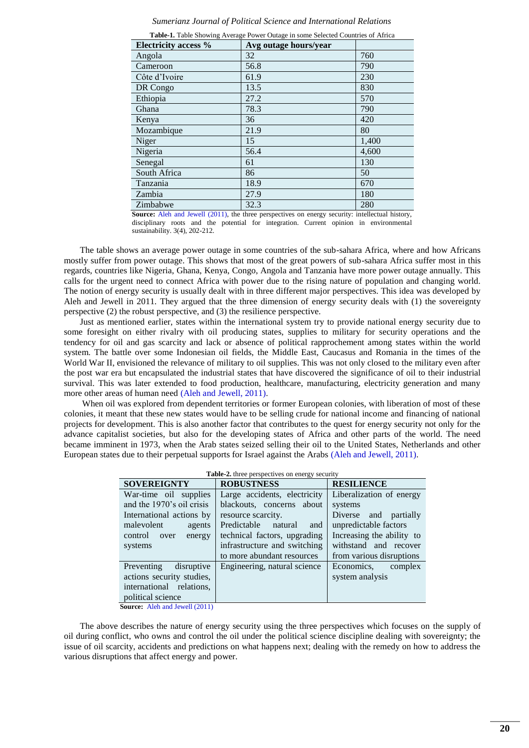**Table-1.** Table Showing Average Power Outage in some Selected Countries of Africa

| Electricity access % | Avg outage hours/year | |
|---|---|---|
| Angola | 32 | 760 |
| Cameroon | 56.8 | 790 |
| Côte d'Ivoire | 61.9 | 230 |
| DR Congo | 13.5 | 830 |
| Ethiopia | 27.2 | 570 |
| Ghana | 78.3 | 790 |
| Kenya | 36 | 420 |
| Mozambique | 21.9 | 80 |
| Niger | 15 | 1,400 |
| Nigeria | 56.4 | 4,600 |
| Senegal | 61 | 130 |
| South Africa | 86 | 50 |
| Tanzania | 18.9 | 670 |
| Zambia | 27.9 | 180 |
| Zimbabwe | 32.3 | 280 |

**Source:** Aleh and Jewell (2011), the three perspectives on energy security: intellectual history, disciplinary roots and the potential for integration. Current opinion in environmental sustainability. 3(4), 202-212.

The table shows an average power outage in some countries of the sub-sahara Africa, where and how Africans mostly suffer from power outage. This shows that most of the great powers of sub-sahara Africa suffer most in this regards, countries like Nigeria, Ghana, Kenya, Congo, Angola and Tanzania have more power outage annually. This calls for the urgent need to connect Africa with power due to the rising nature of population and changing world. The notion of energy security is usually dealt with in three different major perspectives. This idea was developed by Aleh and Jewell in 2011. They argued that the three dimension of energy security deals with (1) the sovereignty perspective (2) the robust perspective, and (3) the resilience perspective.

Just as mentioned earlier, states within the international system try to provide national energy security due to some foresight on either rivalry with oil producing states, supplies to military for security operations and the tendency for oil and gas scarcity and lack or absence of political rapprochement among states within the world system. The battle over some Indonesian oil fields, the Middle East, Caucasus and Romania in the times of the World War II, envisioned the relevance of military to oil supplies. This was not only closed to the military even after the post war era but encapsulated the industrial states that have discovered the significance of oil to their industrial survival. This was later extended to food production, healthcare, manufacturing, electricity generation and many more other areas of human need (Aleh and Jewell, 2011).

When oil was explored from dependent territories or former European colonies, with liberation of most of these colonies, it meant that these new states would have to be selling crude for national income and financing of national projects for development. This is also another factor that contributes to the quest for energy security not only for the advance capitalist societies, but also for the developing states of Africa and other parts of the world. The need became imminent in 1973, when the Arab states seized selling their oil to the United States, Netherlands and other European states due to their perpetual supports for Israel against the Arabs (Aleh and Jewell, 2011).

**Table-2.** three perspectives on energy security

| SOVEREIGNTY | ROBUSTNESS | RESILIENCE |
|---|---|---|
| War-time oil supplies and the 1970's oil crisis International actions by malevolent agents control over energy systems | Large accidents, electricity blackouts, concerns about resource scarcity. Predictable natural and technical factors, upgrading infrastructure and switching to more abundant resources | Liberalization of energy systems Diverse and partially unpredictable factors Increasing the ability to withstand and recover from various disruptions |
| Preventing disruptive actions security studies, international relations, political science | Engineering, natural science | Economics, complex system analysis |

**Source:** Aleh and Jewell (2011)

The above describes the nature of energy security using the three perspectives which focuses on the supply of oil during conflict, who owns and control the oil under the political science discipline dealing with sovereignty; the issue of oil scarcity, accidents and predictions on what happens next; dealing with the remedy on how to address the various disruptions that affect energy and power.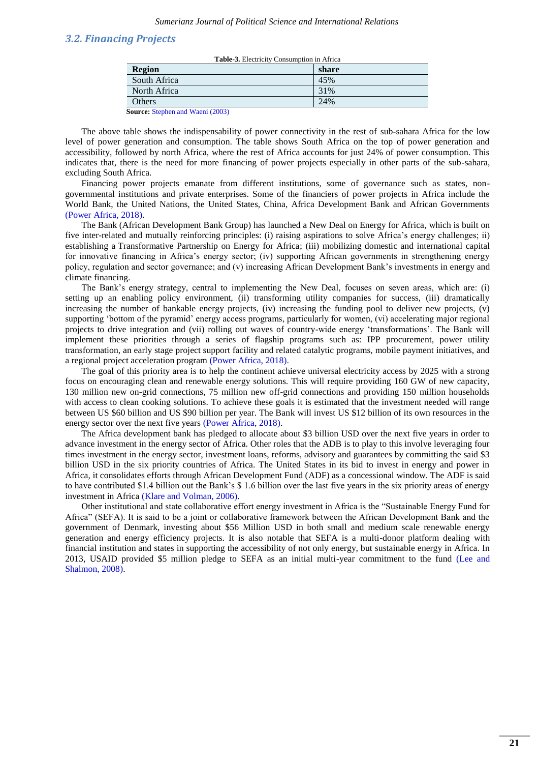### 3.2. Financing Projects

**Table-3.** Electricity Consumption in Africa

| Region | share |
|---|---|
| South Africa | 45% |
| North Africa | 31% |
| Others | 24% |

**Source:** Stephen and Waeni (2003)

The above table shows the indispensability of power connectivity in the rest of sub-sahara Africa for the low level of power generation and consumption. The table shows South Africa on the top of power generation and accessibility, followed by north Africa, where the rest of Africa accounts for just 24% of power consumption. This indicates that, there is the need for more financing of power projects especially in other parts of the sub-sahara, excluding South Africa.

Financing power projects emanate from different institutions, some of governance such as states, non-governmental institutions and private enterprises. Some of the financiers of power projects in Africa include the World Bank, the United Nations, the United States, China, Africa Development Bank and African Governments (Power Africa, 2018).

The Bank (African Development Bank Group) has launched a New Deal on Energy for Africa, which is built on five inter-related and mutually reinforcing principles: (i) raising aspirations to solve Africa's energy challenges; ii) establishing a Transformative Partnership on Energy for Africa; (iii) mobilizing domestic and international capital for innovative financing in Africa's energy sector; (iv) supporting African governments in strengthening energy policy, regulation and sector governance; and (v) increasing African Development Bank's investments in energy and climate financing.

The Bank's energy strategy, central to implementing the New Deal, focuses on seven areas, which are: (i) setting up an enabling policy environment, (ii) transforming utility companies for success, (iii) dramatically increasing the number of bankable energy projects, (iv) increasing the funding pool to deliver new projects, (v) supporting 'bottom of the pyramid' energy access programs, particularly for women, (vi) accelerating major regional projects to drive integration and (vii) rolling out waves of country-wide energy 'transformations'. The Bank will implement these priorities through a series of flagship programs such as: IPP procurement, power utility transformation, an early stage project support facility and related catalytic programs, mobile payment initiatives, and a regional project acceleration program (Power Africa, 2018).

The goal of this priority area is to help the continent achieve universal electricity access by 2025 with a strong focus on encouraging clean and renewable energy solutions. This will require providing 160 GW of new capacity, 130 million new on-grid connections, 75 million new off-grid connections and providing 150 million households with access to clean cooking solutions. To achieve these goals it is estimated that the investment needed will range between US $60 billion and US $90 billion per year. The Bank will invest US $12 billion of its own resources in the energy sector over the next five years (Power Africa, 2018).

The Africa development bank has pledged to allocate about $3 billion USD over the next five years in order to advance investment in the energy sector of Africa. Other roles that the ADB is to play to this involve leveraging four times investment in the energy sector, investment loans, reforms, advisory and guarantees by committing the said $3 billion USD in the six priority countries of Africa. The United States in its bid to invest in energy and power in Africa, it consolidates efforts through African Development Fund (ADF) as a concessional window. The ADF is said to have contributed $1.4 billion out the Bank's $ 1.6 billion over the last five years in the six priority areas of energy investment in Africa (Klare and Volman, 2006).

Other institutional and state collaborative effort energy investment in Africa is the "Sustainable Energy Fund for Africa" (SEFA). It is said to be a joint or collaborative framework between the African Development Bank and the government of Denmark, investing about $56 Million USD in both small and medium scale renewable energy generation and energy efficiency projects. It is also notable that SEFA is a multi-donor platform dealing with financial institution and states in supporting the accessibility of not only energy, but sustainable energy in Africa. In 2013, USAID provided $5 million pledge to SEFA as an initial multi-year commitment to the fund (Lee and Shalmon, 2008).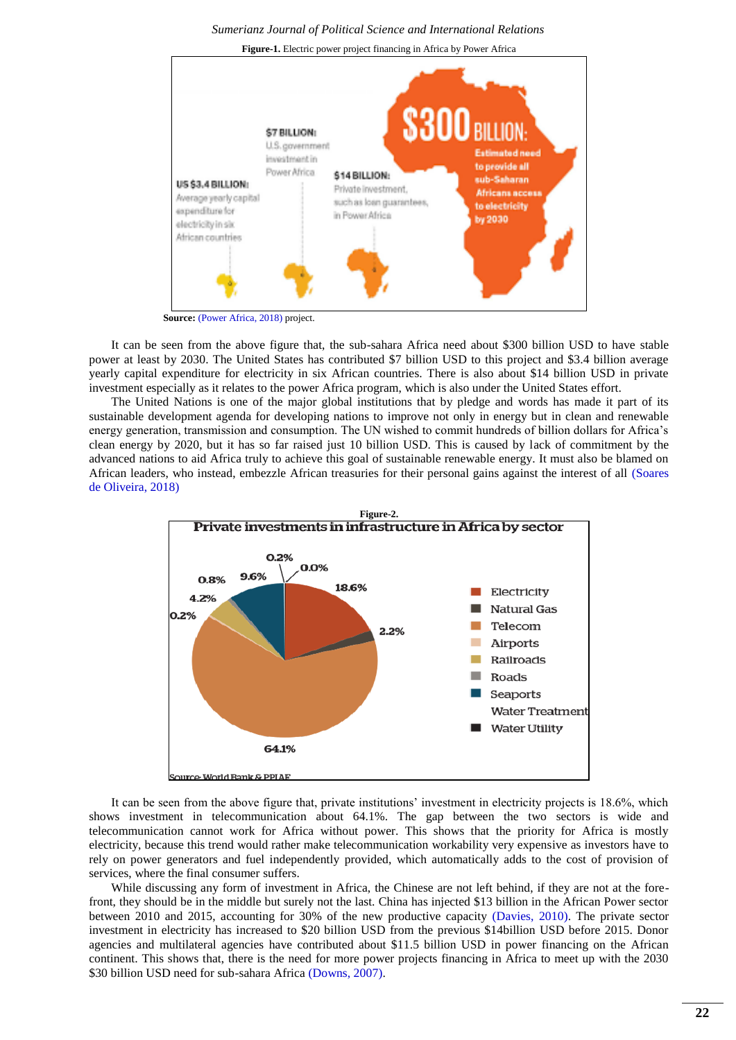**Figure-1.** Electric power project financing in Africa by Power Africa

**Source:** (Power Africa, 2018) project.

It can be seen from the above figure that, the sub-sahara Africa need about $300 billion USD to have stable power at least by 2030. The United States has contributed $7 billion USD to this project and $3.4 billion average yearly capital expenditure for electricity in six African countries. There is also about $14 billion USD in private investment especially as it relates to the power Africa program, which is also under the United States effort.

The United Nations is one of the major global institutions that by pledge and words has made it part of its sustainable development agenda for developing nations to improve not only in energy but in clean and renewable energy generation, transmission and consumption. The UN wished to commit hundreds of billion dollars for Africa's clean energy by 2020, but it has so far raised just 10 billion USD. This is caused by lack of commitment by the advanced nations to aid Africa truly to achieve this goal of sustainable renewable energy. It must also be blamed on African leaders, who instead, embezzle African treasuries for their personal gains against the interest of all (Soares de Oliveira, 2018)

**Figure-2.**

It can be seen from the above figure that, private institutions' investment in electricity projects is 18.6%, which shows investment in telecommunication about 64.1%. The gap between the two sectors is wide and telecommunication cannot work for Africa without power. This shows that the priority for Africa is mostly electricity, because this trend would rather make telecommunication workability very expensive as investors have to rely on power generators and fuel independently provided, which automatically adds to the cost of provision of services, where the final consumer suffers.

While discussing any form of investment in Africa, the Chinese are not left behind, if they are not at the fore-front, they should be in the middle but surely not the last. China has injected $13 billion in the African Power sector between 2010 and 2015, accounting for 30% of the new productive capacity (Davies, 2010). The private sector investment in electricity has increased to $20 billion USD from the previous $14billion USD before 2015. Donor agencies and multilateral agencies have contributed about $11.5 billion USD in power financing on the African continent. This shows that, there is the need for more power projects financing in Africa to meet up with the 2030 $30 billion USD need for sub-sahara Africa (Downs, 2007).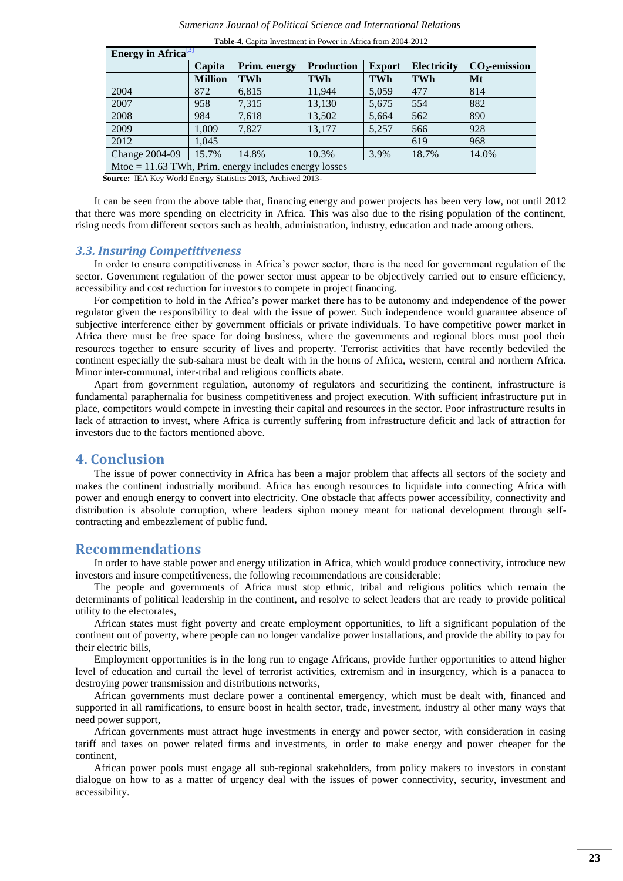**Table-4.** Capita Investment in Power in Africa from 2004-2012

| Energy in Africa[3] | | | | | | |
|---|---|---|---|---|---|---|
| | Capita | Prim. energy | Production | Export | Electricity | $CO_2$-emission |
| | Million | TWh | TWh | TWh | TWh | Mt |
| 2004 | 872 | 6,815 | 11,944 | 5,059 | 477 | 814 |
| 2007 | 958 | 7,315 | 13,130 | 5,675 | 554 | 882 |
| 2008 | 984 | 7,618 | 13,502 | 5,664 | 562 | 890 |
| 2009 | 1,009 | 7,827 | 13,177 | 5,257 | 566 | 928 |
| 2012 | 1,045 | | | | 619 | 968 |
| Change 2004-09 | 15.7% | 14.8% | 10.3% | 3.9% | 18.7% | 14.0% |
| Mtoe = 11.63 TWh, Prim. energy includes energy losses | | | | | | |

**Source:** IEA Key World Energy Statistics 2013, Archived 2013-

It can be seen from the above table that, financing energy and power projects has been very low, not until 2012 that there was more spending on electricity in Africa. This was also due to the rising population of the continent, rising needs from different sectors such as health, administration, industry, education and trade among others.

### 3.3. Insuring Competitiveness

In order to ensure competitiveness in Africa's power sector, there is the need for government regulation of the sector. Government regulation of the power sector must appear to be objectively carried out to ensure efficiency, accessibility and cost reduction for investors to compete in project financing.

For competition to hold in the Africa's power market there has to be autonomy and independence of the power regulator given the responsibility to deal with the issue of power. Such independence would guarantee absence of subjective interference either by government officials or private individuals. To have competitive power market in Africa there must be free space for doing business, where the governments and regional blocs must pool their resources together to ensure security of lives and property. Terrorist activities that have recently bedeviled the continent especially the sub-sahara must be dealt with in the horns of Africa, western, central and northern Africa. Minor inter-communal, inter-tribal and religious conflicts abate.

Apart from government regulation, autonomy of regulators and securitizing the continent, infrastructure is fundamental paraphernalia for business competitiveness and project execution. With sufficient infrastructure put in place, competitors would compete in investing their capital and resources in the sector. Poor infrastructure results in lack of attraction to invest, where Africa is currently suffering from infrastructure deficit and lack of attraction for investors due to the factors mentioned above.

## 4. Conclusion

The issue of power connectivity in Africa has been a major problem that affects all sectors of the society and makes the continent industrially moribund. Africa has enough resources to liquidate into connecting Africa with power and enough energy to convert into electricity. One obstacle that affects power accessibility, connectivity and distribution is absolute corruption, where leaders siphon money meant for national development through self-contracting and embezzlement of public fund.

## Recommendations

In order to have stable power and energy utilization in Africa, which would produce connectivity, introduce new investors and insure competitiveness, the following recommendations are considerable:

The people and governments of Africa must stop ethnic, tribal and religious politics which remain the determinants of political leadership in the continent, and resolve to select leaders that are ready to provide political utility to the electorates,

African states must fight poverty and create employment opportunities, to lift a significant population of the continent out of poverty, where people can no longer vandalize power installations, and provide the ability to pay for their electric bills,

Employment opportunities is in the long run to engage Africans, provide further opportunities to attend higher level of education and curtail the level of terrorist activities, extremism and in insurgency, which is a panacea to destroying power transmission and distributions networks,

African governments must declare power a continental emergency, which must be dealt with, financed and supported in all ramifications, to ensure boost in health sector, trade, investment, industry al other many ways that need power support,

African governments must attract huge investments in energy and power sector, with consideration in easing tariff and taxes on power related firms and investments, in order to make energy and power cheaper for the continent,

African power pools must engage all sub-regional stakeholders, from policy makers to investors in constant dialogue on how to as a matter of urgency deal with the issues of power connectivity, security, investment and accessibility.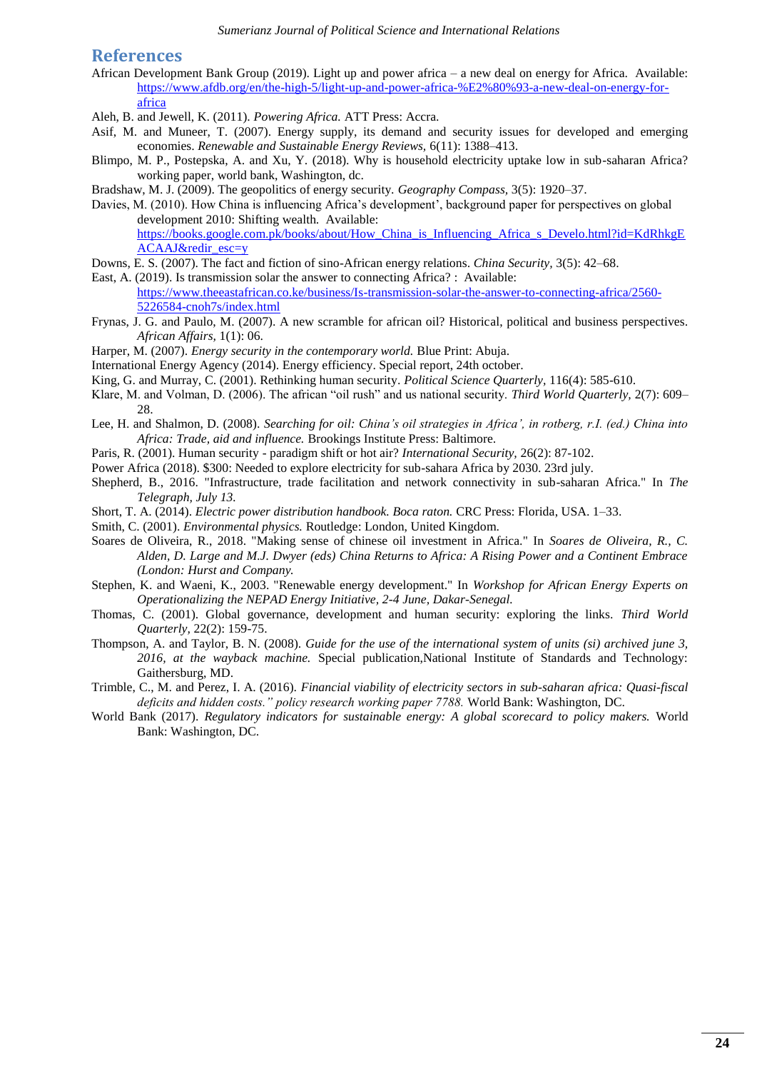## References

African Development Bank Group (2019). Light up and power africa – a new deal on energy for Africa. Available: https://www.afdb.org/en/the-high-5/light-up-and-power-africa-%E2%80%93-a-new-deal-on-energy-for-africa

Aleh, B. and Jewell, K. (2011). *Powering Africa.* ATT Press: Accra.

Asif, M. and Muneer, T. (2007). Energy supply, its demand and security issues for developed and emerging economies. *Renewable and Sustainable Energy Reviews,* 6(11): 1388–413.

Blimpo, M. P., Postepska, A. and Xu, Y. (2018). Why is household electricity uptake low in sub-saharan Africa? working paper, world bank, Washington, dc.

Bradshaw, M. J. (2009). The geopolitics of energy security. *Geography Compass,* 3(5): 1920–37.

Davies, M. (2010). How China is influencing Africa's development', background paper for perspectives on global development 2010: Shifting wealth. Available: https://books.google.com.pk/books/about/How_China_is_Influencing_Africa_s_Develo.html?id=KdRhkgEACAAJ&redir_esc=y

Downs, E. S. (2007). The fact and fiction of sino-African energy relations. *China Security,* 3(5): 42–68.

East, A. (2019). Is transmission solar the answer to connecting Africa? : Available: https://www.theeastafrican.co.ke/business/Is-transmission-solar-the-answer-to-connecting-africa/2560-5226584-cnoh7s/index.html

Frynas, J. G. and Paulo, M. (2007). A new scramble for african oil? Historical, political and business perspectives. *African Affairs,* 1(1): 06.

Harper, M. (2007). *Energy security in the contemporary world.* Blue Print: Abuja.

International Energy Agency (2014). Energy efficiency. Special report, 24th october.

King, G. and Murray, C. (2001). Rethinking human security. *Political Science Quarterly,* 116(4): 585-610.

Klare, M. and Volman, D. (2006). The african "oil rush" and us national security. *Third World Quarterly,* 2(7): 609–28.

Lee, H. and Shalmon, D. (2008). *Searching for oil: China's oil strategies in Africa', in rotberg, r.I. (ed.) China into Africa: Trade, aid and influence.* Brookings Institute Press: Baltimore.

Paris, R. (2001). Human security - paradigm shift or hot air? *International Security,* 26(2): 87-102.

Power Africa (2018). $300: Needed to explore electricity for sub-sahara Africa by 2030. 23rd july.

Shepherd, B., 2016. "Infrastructure, trade facilitation and network connectivity in sub-saharan Africa." In *The Telegraph, July 13.*

Short, T. A. (2014). *Electric power distribution handbook. Boca raton.* CRC Press: Florida, USA. 1–33.

Smith, C. (2001). *Environmental physics.* Routledge: London, United Kingdom.

Soares de Oliveira, R., 2018. "Making sense of chinese oil investment in Africa." In *Soares de Oliveira, R., C. Alden, D. Large and M.J. Dwyer (eds) China Returns to Africa: A Rising Power and a Continent Embrace (London: Hurst and Company.*

Stephen, K. and Waeni, K., 2003. "Renewable energy development." In *Workshop for African Energy Experts on Operationalizing the NEPAD Energy Initiative, 2-4 June, Dakar-Senegal.*

Thomas, C. (2001). Global governance, development and human security: exploring the links. *Third World Quarterly,* 22(2): 159-75.

Thompson, A. and Taylor, B. N. (2008). *Guide for the use of the international system of units (si) archived june 3, 2016, at the wayback machine.* Special publication,National Institute of Standards and Technology: Gaithersburg, MD.

Trimble, C., M. and Perez, I. A. (2016). *Financial viability of electricity sectors in sub-saharan africa: Quasi-fiscal deficits and hidden costs." policy research working paper 7788.* World Bank: Washington, DC.

World Bank (2017). *Regulatory indicators for sustainable energy: A global scorecard to policy makers.* World Bank: Washington, DC.